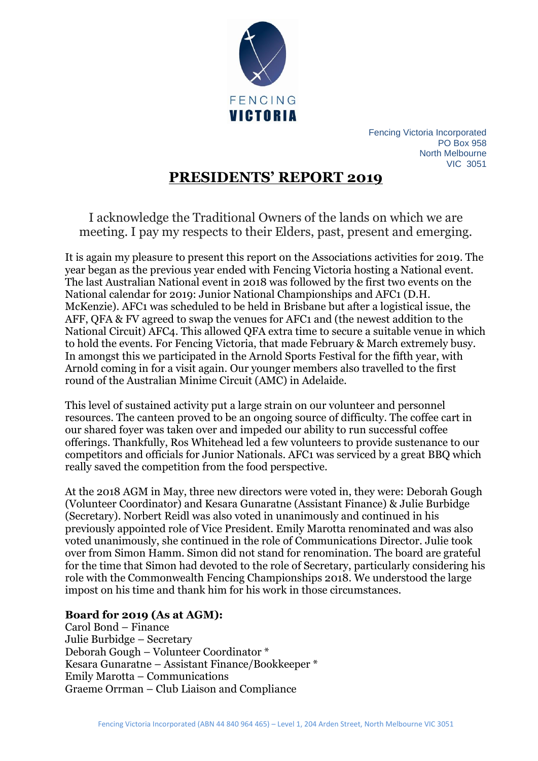FENCING
VICTORIA

Fencing Victoria Incorporated
PO Box 958
North Melbourne
VIC 3051

# PRESIDENTS' REPORT 2019

I acknowledge the Traditional Owners of the lands on which we are meeting. I pay my respects to their Elders, past, present and emerging.

It is again my pleasure to present this report on the Associations activities for 2019. The year began as the previous year ended with Fencing Victoria hosting a National event. The last Australian National event in 2018 was followed by the first two events on the National calendar for 2019: Junior National Championships and AFC1 (D.H. McKenzie). AFC1 was scheduled to be held in Brisbane but after a logistical issue, the AFF, QFA & FV agreed to swap the venues for AFC1 and (the newest addition to the National Circuit) AFC4. This allowed QFA extra time to secure a suitable venue in which to hold the events. For Fencing Victoria, that made February & March extremely busy. In amongst this we participated in the Arnold Sports Festival for the fifth year, with Arnold coming in for a visit again. Our younger members also travelled to the first round of the Australian Minime Circuit (AMC) in Adelaide.

This level of sustained activity put a large strain on our volunteer and personnel resources. The canteen proved to be an ongoing source of difficulty. The coffee cart in our shared foyer was taken over and impeded our ability to run successful coffee offerings. Thankfully, Ros Whitehead led a few volunteers to provide sustenance to our competitors and officials for Junior Nationals. AFC1 was serviced by a great BBQ which really saved the competition from the food perspective.

At the 2018 AGM in May, three new directors were voted in, they were: Deborah Gough (Volunteer Coordinator) and Kesara Gunaratne (Assistant Finance) & Julie Burbidge (Secretary). Norbert Reidl was also voted in unanimously and continued in his previously appointed role of Vice President. Emily Marotta renominated and was also voted unanimously, she continued in the role of Communications Director. Julie took over from Simon Hamm. Simon did not stand for renomination. The board are grateful for the time that Simon had devoted to the role of Secretary, particularly considering his role with the Commonwealth Fencing Championships 2018. We understood the large impost on his time and thank him for his work in those circumstances.

**Board for 2019 (As at AGM):**
Carol Bond – Finance
Julie Burbidge – Secretary
Deborah Gough – Volunteer Coordinator *
Kesara Gunaratne – Assistant Finance/Bookkeeper *
Emily Marotta – Communications
Graeme Orrman – Club Liaison and Compliance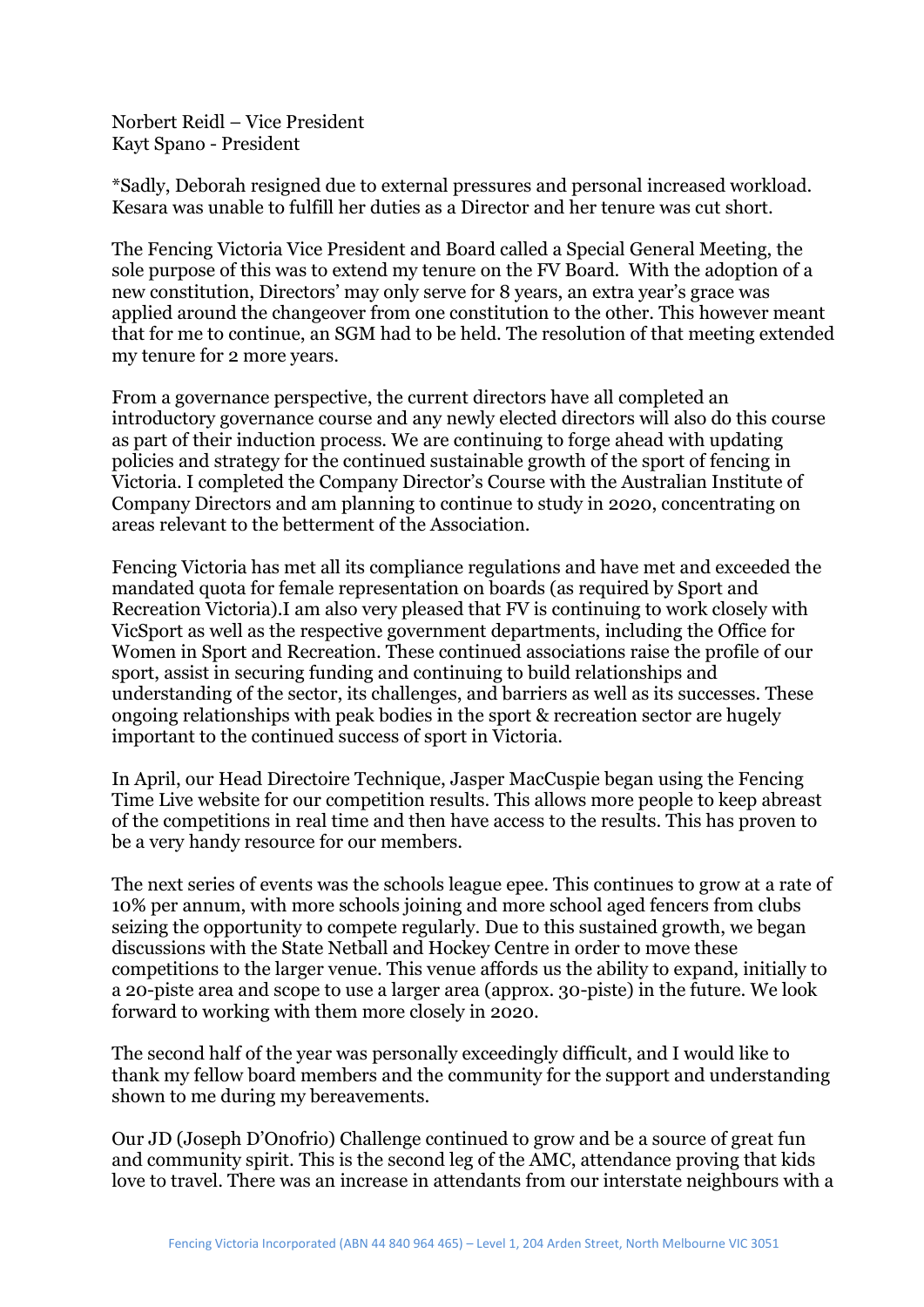Norbert Reidl – Vice President
Kayt Spano - President

*Sadly, Deborah resigned due to external pressures and personal increased workload. Kesara was unable to fulfill her duties as a Director and her tenure was cut short.

The Fencing Victoria Vice President and Board called a Special General Meeting, the sole purpose of this was to extend my tenure on the FV Board. With the adoption of a new constitution, Directors' may only serve for 8 years, an extra year's grace was applied around the changeover from one constitution to the other. This however meant that for me to continue, an SGM had to be held. The resolution of that meeting extended my tenure for 2 more years.

From a governance perspective, the current directors have all completed an introductory governance course and any newly elected directors will also do this course as part of their induction process. We are continuing to forge ahead with updating policies and strategy for the continued sustainable growth of the sport of fencing in Victoria. I completed the Company Director's Course with the Australian Institute of Company Directors and am planning to continue to study in 2020, concentrating on areas relevant to the betterment of the Association.

Fencing Victoria has met all its compliance regulations and have met and exceeded the mandated quota for female representation on boards (as required by Sport and Recreation Victoria).I am also very pleased that FV is continuing to work closely with VicSport as well as the respective government departments, including the Office for Women in Sport and Recreation. These continued associations raise the profile of our sport, assist in securing funding and continuing to build relationships and understanding of the sector, its challenges, and barriers as well as its successes. These ongoing relationships with peak bodies in the sport & recreation sector are hugely important to the continued success of sport in Victoria.

In April, our Head Directoire Technique, Jasper MacCuspie began using the Fencing Time Live website for our competition results. This allows more people to keep abreast of the competitions in real time and then have access to the results. This has proven to be a very handy resource for our members.

The next series of events was the schools league epee. This continues to grow at a rate of 10% per annum, with more schools joining and more school aged fencers from clubs seizing the opportunity to compete regularly. Due to this sustained growth, we began discussions with the State Netball and Hockey Centre in order to move these competitions to the larger venue. This venue affords us the ability to expand, initially to a 20-piste area and scope to use a larger area (approx. 30-piste) in the future. We look forward to working with them more closely in 2020.

The second half of the year was personally exceedingly difficult, and I would like to thank my fellow board members and the community for the support and understanding shown to me during my bereavements.

Our JD (Joseph D'Onofrio) Challenge continued to grow and be a source of great fun and community spirit. This is the second leg of the AMC, attendance proving that kids love to travel. There was an increase in attendants from our interstate neighbours with a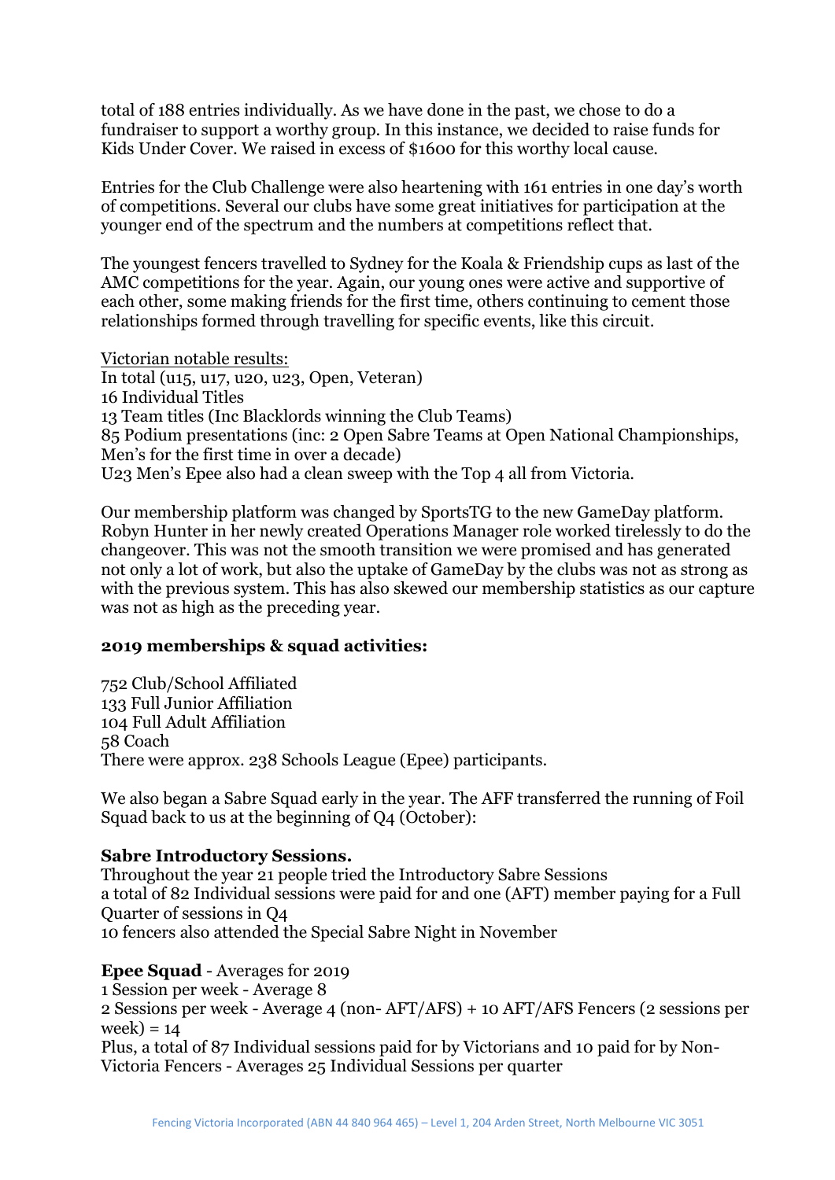total of 188 entries individually. As we have done in the past, we chose to do a fundraiser to support a worthy group. In this instance, we decided to raise funds for Kids Under Cover. We raised in excess of $1600 for this worthy local cause.

Entries for the Club Challenge were also heartening with 161 entries in one day's worth of competitions. Several our clubs have some great initiatives for participation at the younger end of the spectrum and the numbers at competitions reflect that.

The youngest fencers travelled to Sydney for the Koala & Friendship cups as last of the AMC competitions for the year. Again, our young ones were active and supportive of each other, some making friends for the first time, others continuing to cement those relationships formed through travelling for specific events, like this circuit.

Victorian notable results:
In total (u15, u17, u20, u23, Open, Veteran)
16 Individual Titles
13 Team titles (Inc Blacklords winning the Club Teams)
85 Podium presentations (inc: 2 Open Sabre Teams at Open National Championships, Men's for the first time in over a decade)
U23 Men's Epee also had a clean sweep with the Top 4 all from Victoria.

Our membership platform was changed by SportsTG to the new GameDay platform. Robyn Hunter in her newly created Operations Manager role worked tirelessly to do the changeover. This was not the smooth transition we were promised and has generated not only a lot of work, but also the uptake of GameDay by the clubs was not as strong as with the previous system. This has also skewed our membership statistics as our capture was not as high as the preceding year.

**2019 memberships & squad activities:**

752 Club/School Affiliated
133 Full Junior Affiliation
104 Full Adult Affiliation
58 Coach
There were approx. 238 Schools League (Epee) participants.

We also began a Sabre Squad early in the year. The AFF transferred the running of Foil Squad back to us at the beginning of Q4 (October):

**Sabre Introductory Sessions.**
Throughout the year 21 people tried the Introductory Sabre Sessions
a total of 82 Individual sessions were paid for and one (AFT) member paying for a Full Quarter of sessions in Q4
10 fencers also attended the Special Sabre Night in November

**Epee Squad** - Averages for 2019
1 Session per week - Average 8
2 Sessions per week - Average 4 (non- AFT/AFS) + 10 AFT/AFS Fencers (2 sessions per week) = 14
Plus, a total of 87 Individual sessions paid for by Victorians and 10 paid for by Non-Victoria Fencers - Averages 25 Individual Sessions per quarter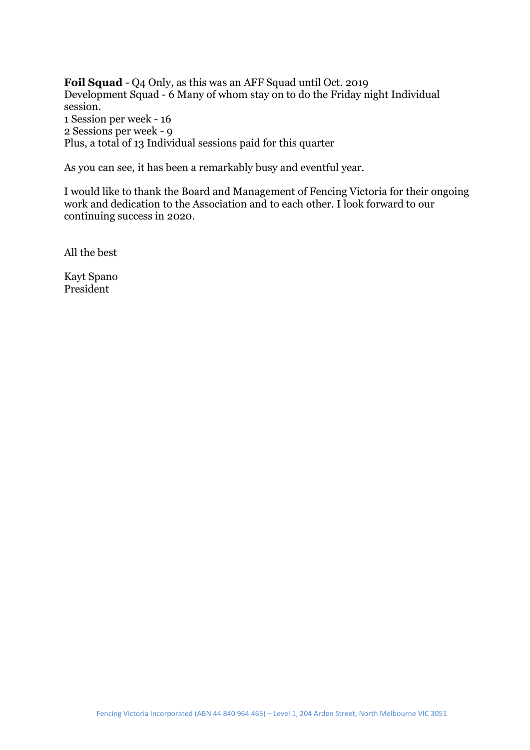**Foil Squad** - Q4 Only, as this was an AFF Squad until Oct. 2019
Development Squad - 6 Many of whom stay on to do the Friday night Individual session.
1 Session per week - 16
2 Sessions per week - 9
Plus, a total of 13 Individual sessions paid for this quarter

As you can see, it has been a remarkably busy and eventful year.

I would like to thank the Board and Management of Fencing Victoria for their ongoing work and dedication to the Association and to each other. I look forward to our continuing success in 2020.

All the best

Kayt Spano
President